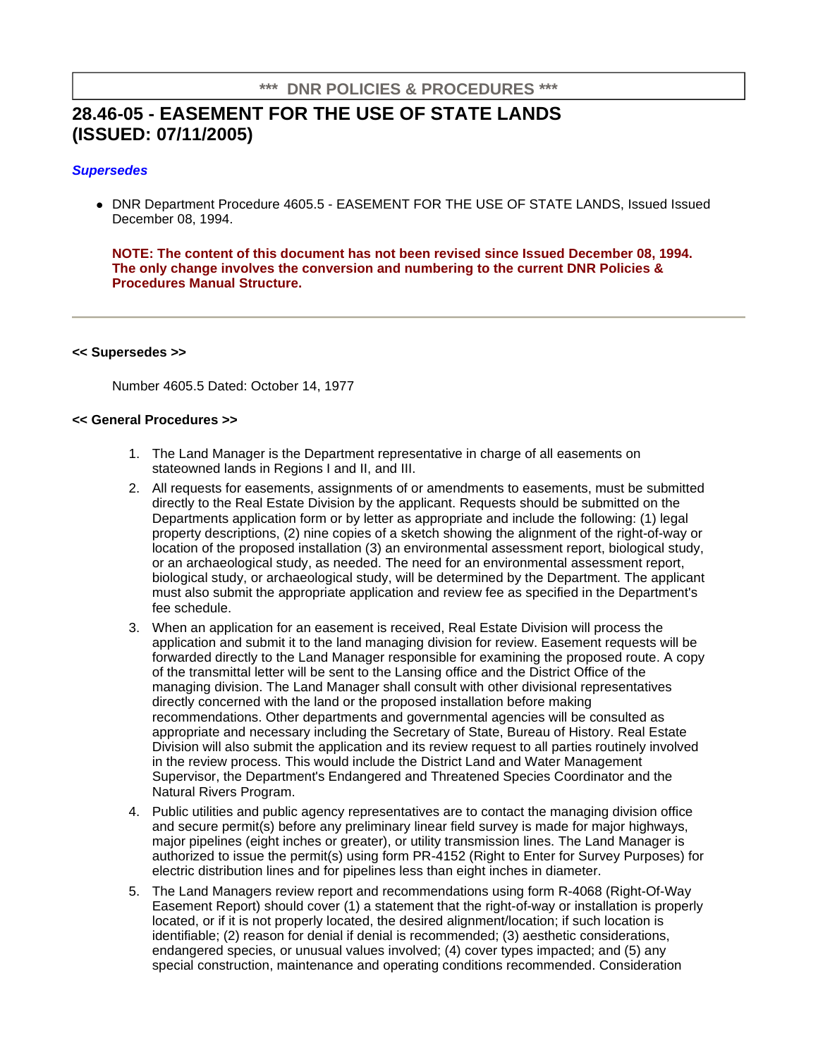**\*\*\* DNR POLICIES & PROCEDURES \*\*\***

# 28.46-05 - EASEMENT FOR THE USE OF STATE LANDS (ISSUED: 07/11/2005)

***Supersedes***

- DNR Department Procedure 4605.5 - EASEMENT FOR THE USE OF STATE LANDS, Issued Issued December 08, 1994.

**NOTE: The content of this document has not been revised since Issued December 08, 1994. The only change involves the conversion and numbering to the current DNR Policies & Procedures Manual Structure.**

---

**<< Supersedes >>**

Number 4605.5 Dated: October 14, 1977

**<< General Procedures >>**

1. The Land Manager is the Department representative in charge of all easements on stateowned lands in Regions I and II, and III.
2. All requests for easements, assignments of or amendments to easements, must be submitted directly to the Real Estate Division by the applicant. Requests should be submitted on the Departments application form or by letter as appropriate and include the following: (1) legal property descriptions, (2) nine copies of a sketch showing the alignment of the right-of-way or location of the proposed installation (3) an environmental assessment report, biological study, or an archaeological study, as needed. The need for an environmental assessment report, biological study, or archaeological study, will be determined by the Department. The applicant must also submit the appropriate application and review fee as specified in the Department's fee schedule.
3. When an application for an easement is received, Real Estate Division will process the application and submit it to the land managing division for review. Easement requests will be forwarded directly to the Land Manager responsible for examining the proposed route. A copy of the transmittal letter will be sent to the Lansing office and the District Office of the managing division. The Land Manager shall consult with other divisional representatives directly concerned with the land or the proposed installation before making recommendations. Other departments and governmental agencies will be consulted as appropriate and necessary including the Secretary of State, Bureau of History. Real Estate Division will also submit the application and its review request to all parties routinely involved in the review process. This would include the District Land and Water Management Supervisor, the Department's Endangered and Threatened Species Coordinator and the Natural Rivers Program.
4. Public utilities and public agency representatives are to contact the managing division office and secure permit(s) before any preliminary linear field survey is made for major highways, major pipelines (eight inches or greater), or utility transmission lines. The Land Manager is authorized to issue the permit(s) using form PR-4152 (Right to Enter for Survey Purposes) for electric distribution lines and for pipelines less than eight inches in diameter.
5. The Land Managers review report and recommendations using form R-4068 (Right-Of-Way Easement Report) should cover (1) a statement that the right-of-way or installation is properly located, or if it is not properly located, the desired alignment/location; if such location is identifiable; (2) reason for denial if denial is recommended; (3) aesthetic considerations, endangered species, or unusual values involved; (4) cover types impacted; and (5) any special construction, maintenance and operating conditions recommended. Consideration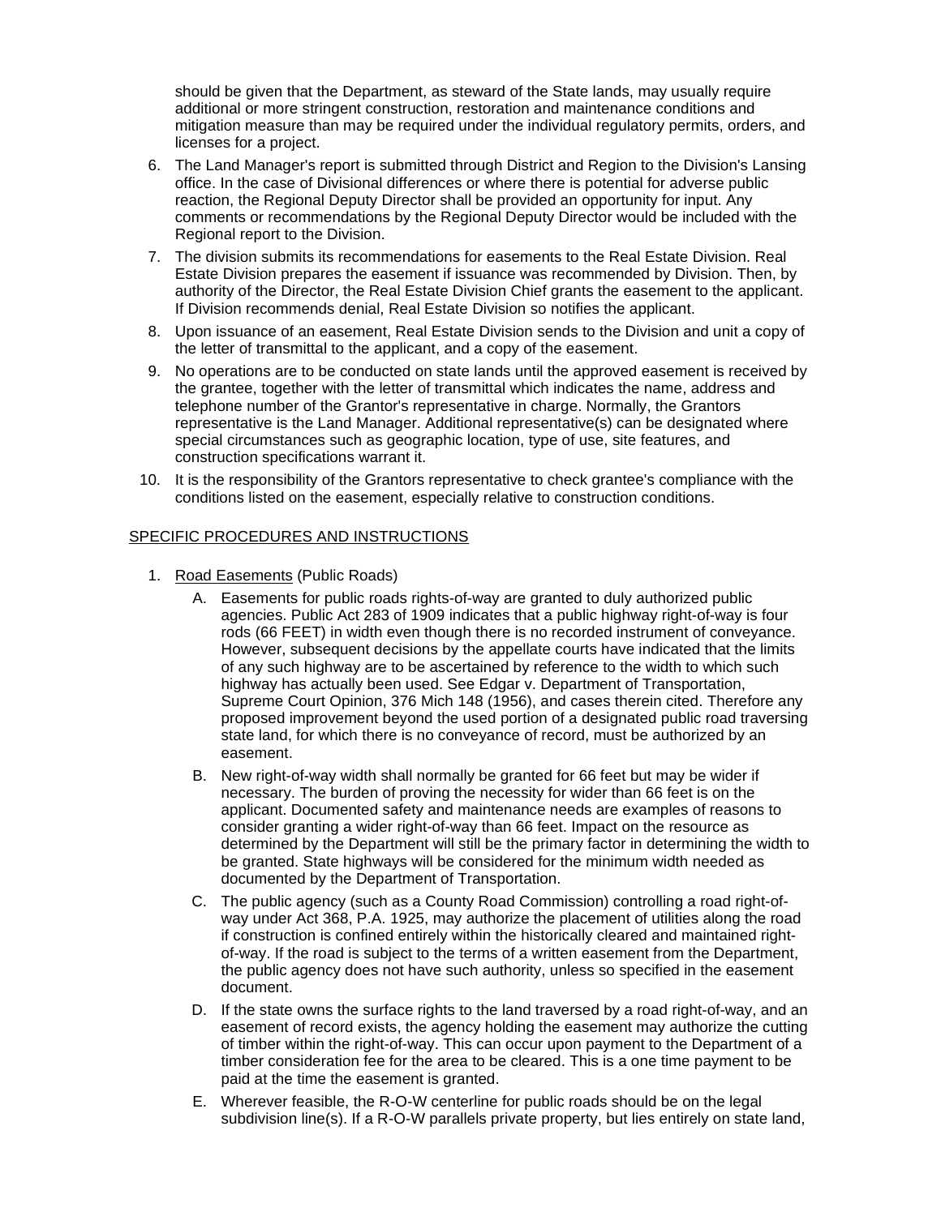should be given that the Department, as steward of the State lands, may usually require additional or more stringent construction, restoration and maintenance conditions and mitigation measure than may be required under the individual regulatory permits, orders, and licenses for a project.

6. The Land Manager's report is submitted through District and Region to the Division's Lansing office. In the case of Divisional differences or where there is potential for adverse public reaction, the Regional Deputy Director shall be provided an opportunity for input. Any comments or recommendations by the Regional Deputy Director would be included with the Regional report to the Division.
7. The division submits its recommendations for easements to the Real Estate Division. Real Estate Division prepares the easement if issuance was recommended by Division. Then, by authority of the Director, the Real Estate Division Chief grants the easement to the applicant. If Division recommends denial, Real Estate Division so notifies the applicant.
8. Upon issuance of an easement, Real Estate Division sends to the Division and unit a copy of the letter of transmittal to the applicant, and a copy of the easement.
9. No operations are to be conducted on state lands until the approved easement is received by the grantee, together with the letter of transmittal which indicates the name, address and telephone number of the Grantor's representative in charge. Normally, the Grantors representative is the Land Manager. Additional representative(s) can be designated where special circumstances such as geographic location, type of use, site features, and construction specifications warrant it.
10. It is the responsibility of the Grantors representative to check grantee's compliance with the conditions listed on the easement, especially relative to construction conditions.

SPECIFIC PROCEDURES AND INSTRUCTIONS

1. Road Easements (Public Roads)
   A. Easements for public roads rights-of-way are granted to duly authorized public agencies. Public Act 283 of 1909 indicates that a public highway right-of-way is four rods (66 FEET) in width even though there is no recorded instrument of conveyance. However, subsequent decisions by the appellate courts have indicated that the limits of any such highway are to be ascertained by reference to the width to which such highway has actually been used. See Edgar v. Department of Transportation, Supreme Court Opinion, 376 Mich 148 (1956), and cases therein cited. Therefore any proposed improvement beyond the used portion of a designated public road traversing state land, for which there is no conveyance of record, must be authorized by an easement.
   B. New right-of-way width shall normally be granted for 66 feet but may be wider if necessary. The burden of proving the necessity for wider than 66 feet is on the applicant. Documented safety and maintenance needs are examples of reasons to consider granting a wider right-of-way than 66 feet. Impact on the resource as determined by the Department will still be the primary factor in determining the width to be granted. State highways will be considered for the minimum width needed as documented by the Department of Transportation.
   C. The public agency (such as a County Road Commission) controlling a road right-of-way under Act 368, P.A. 1925, may authorize the placement of utilities along the road if construction is confined entirely within the historically cleared and maintained right-of-way. If the road is subject to the terms of a written easement from the Department, the public agency does not have such authority, unless so specified in the easement document.
   D. If the state owns the surface rights to the land traversed by a road right-of-way, and an easement of record exists, the agency holding the easement may authorize the cutting of timber within the right-of-way. This can occur upon payment to the Department of a timber consideration fee for the area to be cleared. This is a one time payment to be paid at the time the easement is granted.
   E. Wherever feasible, the R-O-W centerline for public roads should be on the legal subdivision line(s). If a R-O-W parallels private property, but lies entirely on state land,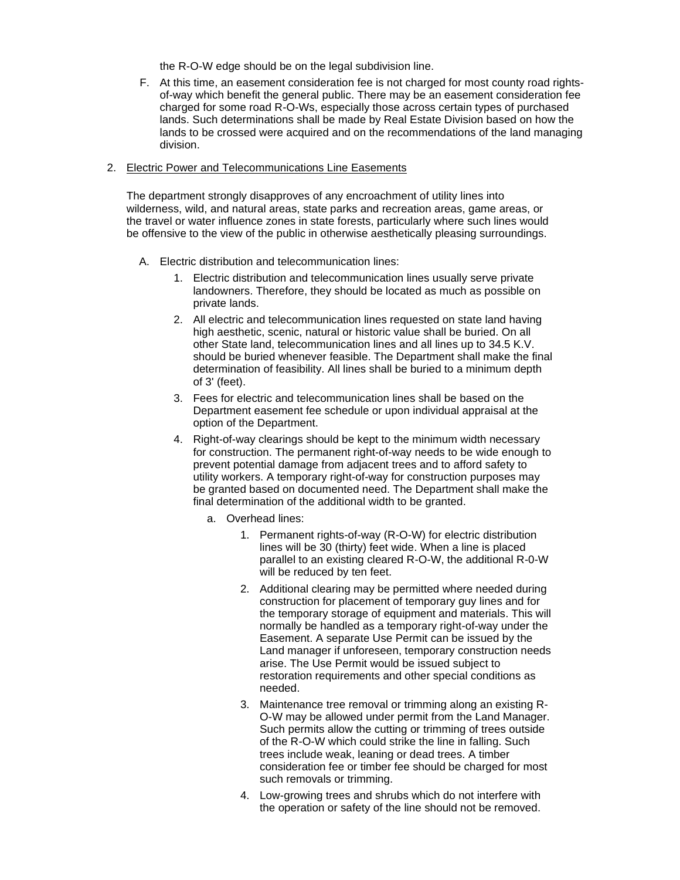the R-O-W edge should be on the legal subdivision line.

F. At this time, an easement consideration fee is not charged for most county road rights-of-way which benefit the general public. There may be an easement consideration fee charged for some road R-O-Ws, especially those across certain types of purchased lands. Such determinations shall be made by Real Estate Division based on how the lands to be crossed were acquired and on the recommendations of the land managing division.

2. <u>Electric Power and Telecommunications Line Easements</u>

The department strongly disapproves of any encroachment of utility lines into wilderness, wild, and natural areas, state parks and recreation areas, game areas, or the travel or water influence zones in state forests, particularly where such lines would be offensive to the view of the public in otherwise aesthetically pleasing surroundings.

A. Electric distribution and telecommunication lines:

1. Electric distribution and telecommunication lines usually serve private landowners. Therefore, they should be located as much as possible on private lands.
2. All electric and telecommunication lines requested on state land having high aesthetic, scenic, natural or historic value shall be buried. On all other State land, telecommunication lines and all lines up to 34.5 K.V. should be buried whenever feasible. The Department shall make the final determination of feasibility. All lines shall be buried to a minimum depth of 3' (feet).
3. Fees for electric and telecommunication lines shall be based on the Department easement fee schedule or upon individual appraisal at the option of the Department.
4. Right-of-way clearings should be kept to the minimum width necessary for construction. The permanent right-of-way needs to be wide enough to prevent potential damage from adjacent trees and to afford safety to utility workers. A temporary right-of-way for construction purposes may be granted based on documented need. The Department shall make the final determination of the additional width to be granted.

   a. Overhead lines:

      1. Permanent rights-of-way (R-O-W) for electric distribution lines will be 30 (thirty) feet wide. When a line is placed parallel to an existing cleared R-O-W, the additional R-0-W will be reduced by ten feet.
      2. Additional clearing may be permitted where needed during construction for placement of temporary guy lines and for the temporary storage of equipment and materials. This will normally be handled as a temporary right-of-way under the Easement. A separate Use Permit can be issued by the Land manager if unforeseen, temporary construction needs arise. The Use Permit would be issued subject to restoration requirements and other special conditions as needed.
      3. Maintenance tree removal or trimming along an existing R-O-W may be allowed under permit from the Land Manager. Such permits allow the cutting or trimming of trees outside of the R-O-W which could strike the line in falling. Such trees include weak, leaning or dead trees. A timber consideration fee or timber fee should be charged for most such removals or trimming.
      4. Low-growing trees and shrubs which do not interfere with the operation or safety of the line should not be removed.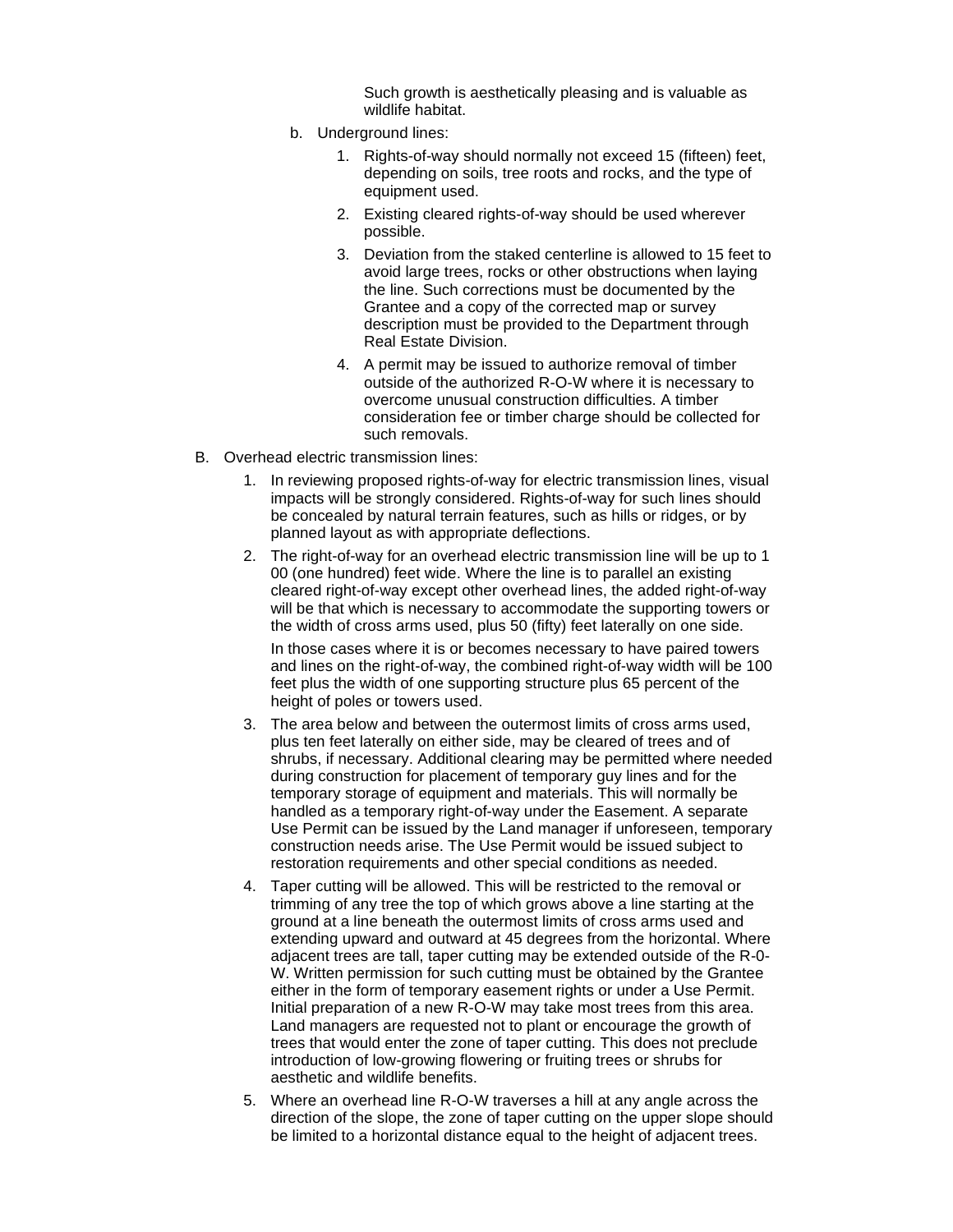Such growth is aesthetically pleasing and is valuable as wildlife habitat.

b. Underground lines:

1. Rights-of-way should normally not exceed 15 (fifteen) feet, depending on soils, tree roots and rocks, and the type of equipment used.
2. Existing cleared rights-of-way should be used wherever possible.
3. Deviation from the staked centerline is allowed to 15 feet to avoid large trees, rocks or other obstructions when laying the line. Such corrections must be documented by the Grantee and a copy of the corrected map or survey description must be provided to the Department through Real Estate Division.
4. A permit may be issued to authorize removal of timber outside of the authorized R-O-W where it is necessary to overcome unusual construction difficulties. A timber consideration fee or timber charge should be collected for such removals.

B. Overhead electric transmission lines:

1. In reviewing proposed rights-of-way for electric transmission lines, visual impacts will be strongly considered. Rights-of-way for such lines should be concealed by natural terrain features, such as hills or ridges, or by planned layout as with appropriate deflections.
2. The right-of-way for an overhead electric transmission line will be up to 1 00 (one hundred) feet wide. Where the line is to parallel an existing cleared right-of-way except other overhead lines, the added right-of-way will be that which is necessary to accommodate the supporting towers or the width of cross arms used, plus 50 (fifty) feet laterally on one side.

   In those cases where it is or becomes necessary to have paired towers and lines on the right-of-way, the combined right-of-way width will be 100 feet plus the width of one supporting structure plus 65 percent of the height of poles or towers used.
3. The area below and between the outermost limits of cross arms used, plus ten feet laterally on either side, may be cleared of trees and of shrubs, if necessary. Additional clearing may be permitted where needed during construction for placement of temporary guy lines and for the temporary storage of equipment and materials. This will normally be handled as a temporary right-of-way under the Easement. A separate Use Permit can be issued by the Land manager if unforeseen, temporary construction needs arise. The Use Permit would be issued subject to restoration requirements and other special conditions as needed.
4. Taper cutting will be allowed. This will be restricted to the removal or trimming of any tree the top of which grows above a line starting at the ground at a line beneath the outermost limits of cross arms used and extending upward and outward at 45 degrees from the horizontal. Where adjacent trees are tall, taper cutting may be extended outside of the R-0-W. Written permission for such cutting must be obtained by the Grantee either in the form of temporary easement rights or under a Use Permit. Initial preparation of a new R-O-W may take most trees from this area. Land managers are requested not to plant or encourage the growth of trees that would enter the zone of taper cutting. This does not preclude introduction of low-growing flowering or fruiting trees or shrubs for aesthetic and wildlife benefits.
5. Where an overhead line R-O-W traverses a hill at any angle across the direction of the slope, the zone of taper cutting on the upper slope should be limited to a horizontal distance equal to the height of adjacent trees.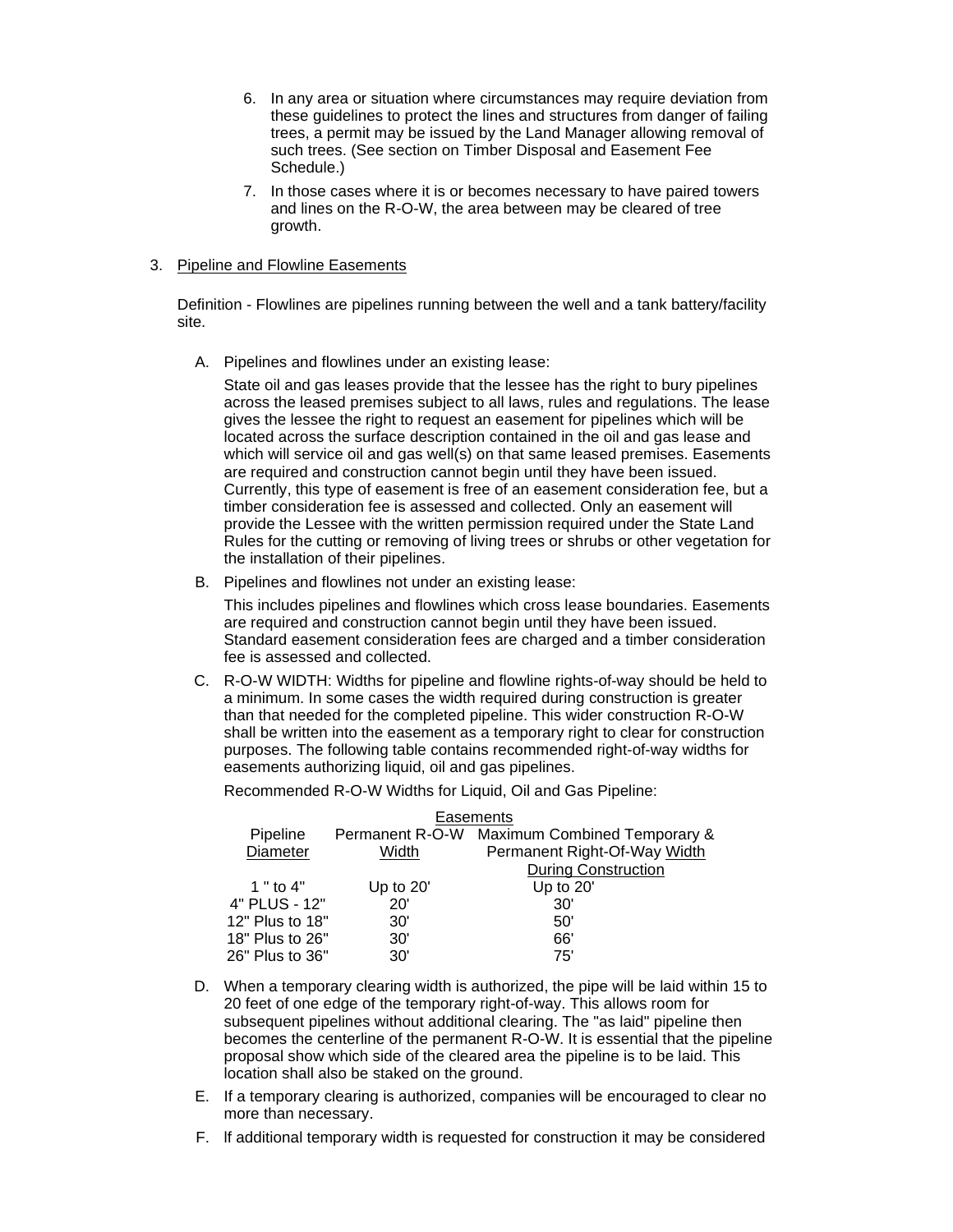6. In any area or situation where circumstances may require deviation from these guidelines to protect the lines and structures from danger of failing trees, a permit may be issued by the Land Manager allowing removal of such trees. (See section on Timber Disposal and Easement Fee Schedule.)

7. In those cases where it is or becomes necessary to have paired towers and lines on the R-O-W, the area between may be cleared of tree growth.

3. Pipeline and Flowline Easements

Definition - Flowlines are pipelines running between the well and a tank battery/facility site.

A. Pipelines and flowlines under an existing lease:

State oil and gas leases provide that the lessee has the right to bury pipelines across the leased premises subject to all laws, rules and regulations. The lease gives the lessee the right to request an easement for pipelines which will be located across the surface description contained in the oil and gas lease and which will service oil and gas well(s) on that same leased premises. Easements are required and construction cannot begin until they have been issued. Currently, this type of easement is free of an easement consideration fee, but a timber consideration fee is assessed and collected. Only an easement will provide the Lessee with the written permission required under the State Land Rules for the cutting or removing of living trees or shrubs or other vegetation for the installation of their pipelines.

B. Pipelines and flowlines not under an existing lease:

This includes pipelines and flowlines which cross lease boundaries. Easements are required and construction cannot begin until they have been issued. Standard easement consideration fees are charged and a timber consideration fee is assessed and collected.

C. R-O-W WIDTH: Widths for pipeline and flowline rights-of-way should be held to a minimum. In some cases the width required during construction is greater than that needed for the completed pipeline. This wider construction R-O-W shall be written into the easement as a temporary right to clear for construction purposes. The following table contains recommended right-of-way widths for easements authorizing liquid, oil and gas pipelines.

Recommended R-O-W Widths for Liquid, Oil and Gas Pipeline:

| Pipeline Diameter | Easements: Permanent R-O-W Width | Easements: Maximum Combined Temporary & Permanent Right-Of-Way Width During Construction |
|---|---|---|
| 1 " to 4" | Up to 20' | Up to 20' |
| 4" PLUS - 12" | 20' | 30' |
| 12" Plus to 18" | 30' | 50' |
| 18" Plus to 26" | 30' | 66' |
| 26" Plus to 36" | 30' | 75' |

D. When a temporary clearing width is authorized, the pipe will be laid within 15 to 20 feet of one edge of the temporary right-of-way. This allows room for subsequent pipelines without additional clearing. The "as laid" pipeline then becomes the centerline of the permanent R-O-W. It is essential that the pipeline proposal show which side of the cleared area the pipeline is to be laid. This location shall also be staked on the ground.

E. If a temporary clearing is authorized, companies will be encouraged to clear no more than necessary.

F. If additional temporary width is requested for construction it may be considered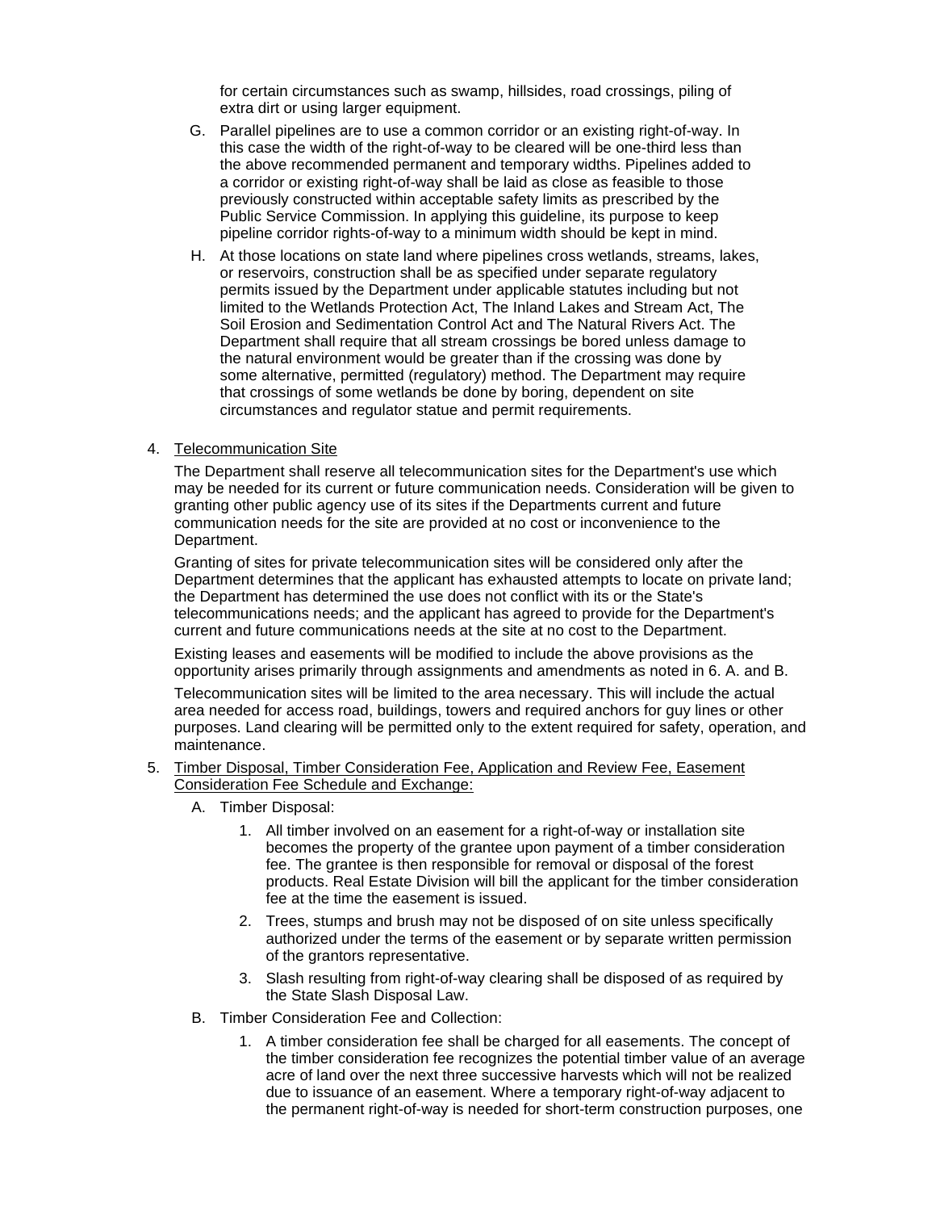for certain circumstances such as swamp, hillsides, road crossings, piling of extra dirt or using larger equipment.

G. Parallel pipelines are to use a common corridor or an existing right-of-way. In this case the width of the right-of-way to be cleared will be one-third less than the above recommended permanent and temporary widths. Pipelines added to a corridor or existing right-of-way shall be laid as close as feasible to those previously constructed within acceptable safety limits as prescribed by the Public Service Commission. In applying this guideline, its purpose to keep pipeline corridor rights-of-way to a minimum width should be kept in mind.

H. At those locations on state land where pipelines cross wetlands, streams, lakes, or reservoirs, construction shall be as specified under separate regulatory permits issued by the Department under applicable statutes including but not limited to the Wetlands Protection Act, The Inland Lakes and Stream Act, The Soil Erosion and Sedimentation Control Act and The Natural Rivers Act. The Department shall require that all stream crossings be bored unless damage to the natural environment would be greater than if the crossing was done by some alternative, permitted (regulatory) method. The Department may require that crossings of some wetlands be done by boring, dependent on site circumstances and regulator statue and permit requirements.

4. <u>Telecommunication Site</u>

The Department shall reserve all telecommunication sites for the Department's use which may be needed for its current or future communication needs. Consideration will be given to granting other public agency use of its sites if the Departments current and future communication needs for the site are provided at no cost or inconvenience to the Department.

Granting of sites for private telecommunication sites will be considered only after the Department determines that the applicant has exhausted attempts to locate on private land; the Department has determined the use does not conflict with its or the State's telecommunications needs; and the applicant has agreed to provide for the Department's current and future communications needs at the site at no cost to the Department.

Existing leases and easements will be modified to include the above provisions as the opportunity arises primarily through assignments and amendments as noted in 6. A. and B.

Telecommunication sites will be limited to the area necessary. This will include the actual area needed for access road, buildings, towers and required anchors for guy lines or other purposes. Land clearing will be permitted only to the extent required for safety, operation, and maintenance.

5. <u>Timber Disposal, Timber Consideration Fee, Application and Review Fee, Easement Consideration Fee Schedule and Exchange:</u>

   A. Timber Disposal:

      1. All timber involved on an easement for a right-of-way or installation site becomes the property of the grantee upon payment of a timber consideration fee. The grantee is then responsible for removal or disposal of the forest products. Real Estate Division will bill the applicant for the timber consideration fee at the time the easement is issued.

      2. Trees, stumps and brush may not be disposed of on site unless specifically authorized under the terms of the easement or by separate written permission of the grantors representative.

      3. Slash resulting from right-of-way clearing shall be disposed of as required by the State Slash Disposal Law.

   B. Timber Consideration Fee and Collection:

      1. A timber consideration fee shall be charged for all easements. The concept of the timber consideration fee recognizes the potential timber value of an average acre of land over the next three successive harvests which will not be realized due to issuance of an easement. Where a temporary right-of-way adjacent to the permanent right-of-way is needed for short-term construction purposes, one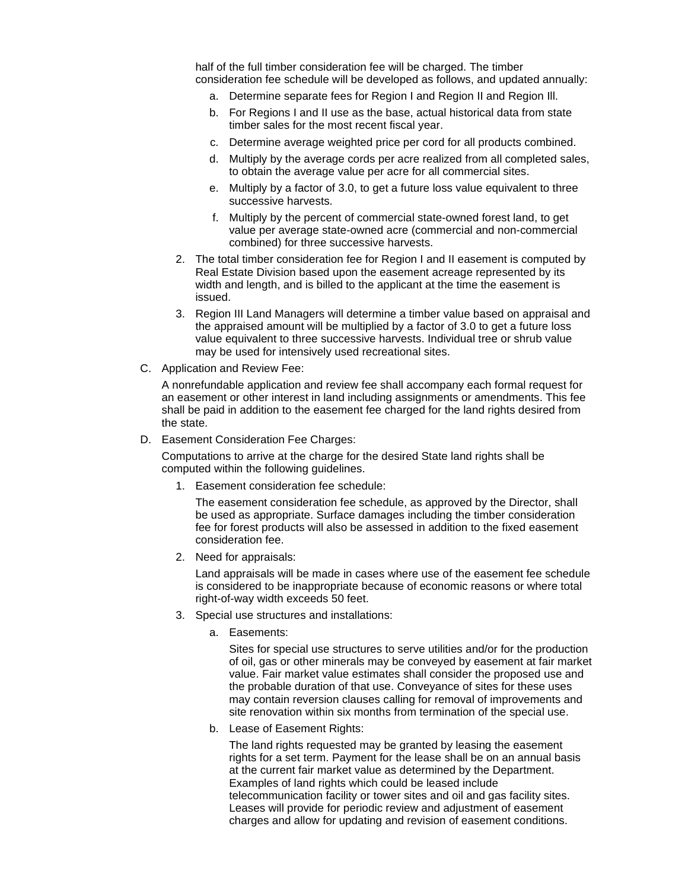half of the full timber consideration fee will be charged. The timber consideration fee schedule will be developed as follows, and updated annually:

a. Determine separate fees for Region I and Region II and Region lll.
b. For Regions I and II use as the base, actual historical data from state timber sales for the most recent fiscal year.
c. Determine average weighted price per cord for all products combined.
d. Multiply by the average cords per acre realized from all completed sales, to obtain the average value per acre for all commercial sites.
e. Multiply by a factor of 3.0, to get a future loss value equivalent to three successive harvests.
f. Multiply by the percent of commercial state-owned forest land, to get value per average state-owned acre (commercial and non-commercial combined) for three successive harvests.

2. The total timber consideration fee for Region I and II easement is computed by Real Estate Division based upon the easement acreage represented by its width and length, and is billed to the applicant at the time the easement is issued.
3. Region III Land Managers will determine a timber value based on appraisal and the appraised amount will be multiplied by a factor of 3.0 to get a future loss value equivalent to three successive harvests. Individual tree or shrub value may be used for intensively used recreational sites.

C. Application and Review Fee:

A nonrefundable application and review fee shall accompany each formal request for an easement or other interest in land including assignments or amendments. This fee shall be paid in addition to the easement fee charged for the land rights desired from the state.

D. Easement Consideration Fee Charges:

Computations to arrive at the charge for the desired State land rights shall be computed within the following guidelines.

1. Easement consideration fee schedule:

   The easement consideration fee schedule, as approved by the Director, shall be used as appropriate. Surface damages including the timber consideration fee for forest products will also be assessed in addition to the fixed easement consideration fee.

2. Need for appraisals:

   Land appraisals will be made in cases where use of the easement fee schedule is considered to be inappropriate because of economic reasons or where total right-of-way width exceeds 50 feet.

3. Special use structures and installations:

   a. Easements:

      Sites for special use structures to serve utilities and/or for the production of oil, gas or other minerals may be conveyed by easement at fair market value. Fair market value estimates shall consider the proposed use and the probable duration of that use. Conveyance of sites for these uses may contain reversion clauses calling for removal of improvements and site renovation within six months from termination of the special use.

   b. Lease of Easement Rights:

      The land rights requested may be granted by leasing the easement rights for a set term. Payment for the lease shall be on an annual basis at the current fair market value as determined by the Department. Examples of land rights which could be leased include telecommunication facility or tower sites and oil and gas facility sites. Leases will provide for periodic review and adjustment of easement charges and allow for updating and revision of easement conditions.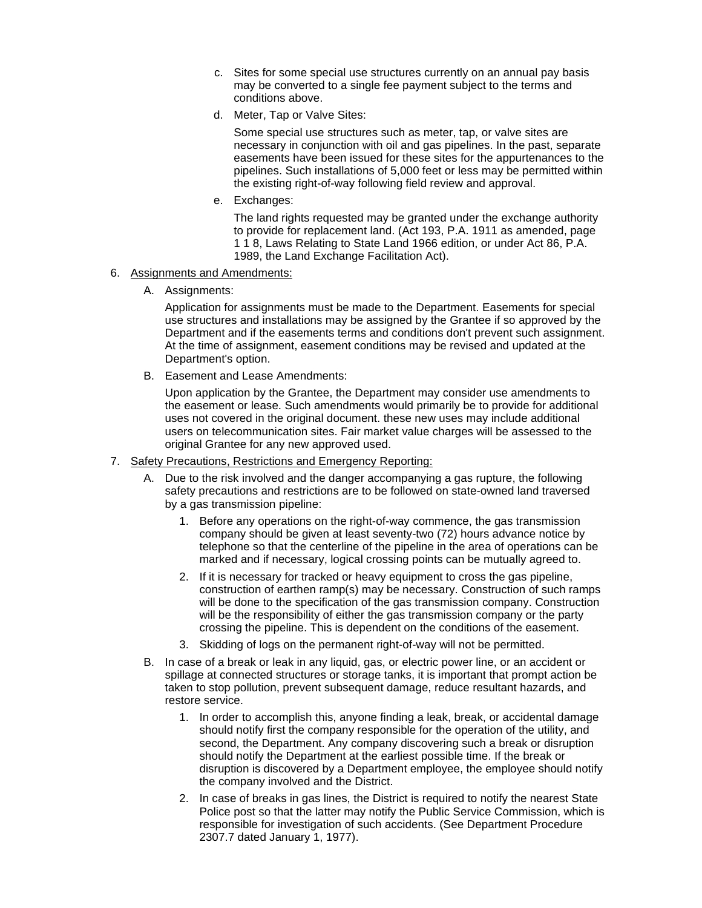c. Sites for some special use structures currently on an annual pay basis may be converted to a single fee payment subject to the terms and conditions above.

d. Meter, Tap or Valve Sites:

   Some special use structures such as meter, tap, or valve sites are necessary in conjunction with oil and gas pipelines. In the past, separate easements have been issued for these sites for the appurtenances to the pipelines. Such installations of 5,000 feet or less may be permitted within the existing right-of-way following field review and approval.

e. Exchanges:

   The land rights requested may be granted under the exchange authority to provide for replacement land. (Act 193, P.A. 1911 as amended, page 1 1 8, Laws Relating to State Land 1966 edition, or under Act 86, P.A. 1989, the Land Exchange Facilitation Act).

6. <u>Assignments and Amendments:</u>

   A. Assignments:

      Application for assignments must be made to the Department. Easements for special use structures and installations may be assigned by the Grantee if so approved by the Department and if the easements terms and conditions don't prevent such assignment. At the time of assignment, easement conditions may be revised and updated at the Department's option.

   B. Easement and Lease Amendments:

      Upon application by the Grantee, the Department may consider use amendments to the easement or lease. Such amendments would primarily be to provide for additional uses not covered in the original document. these new uses may include additional users on telecommunication sites. Fair market value charges will be assessed to the original Grantee for any new approved used.

7. <u>Safety Precautions, Restrictions and Emergency Reporting:</u>

   A. Due to the risk involved and the danger accompanying a gas rupture, the following safety precautions and restrictions are to be followed on state-owned land traversed by a gas transmission pipeline:

      1. Before any operations on the right-of-way commence, the gas transmission company should be given at least seventy-two (72) hours advance notice by telephone so that the centerline of the pipeline in the area of operations can be marked and if necessary, logical crossing points can be mutually agreed to.

      2. If it is necessary for tracked or heavy equipment to cross the gas pipeline, construction of earthen ramp(s) may be necessary. Construction of such ramps will be done to the specification of the gas transmission company. Construction will be the responsibility of either the gas transmission company or the party crossing the pipeline. This is dependent on the conditions of the easement.

      3. Skidding of logs on the permanent right-of-way will not be permitted.

   B. In case of a break or leak in any liquid, gas, or electric power line, or an accident or spillage at connected structures or storage tanks, it is important that prompt action be taken to stop pollution, prevent subsequent damage, reduce resultant hazards, and restore service.

      1. In order to accomplish this, anyone finding a leak, break, or accidental damage should notify first the company responsible for the operation of the utility, and second, the Department. Any company discovering such a break or disruption should notify the Department at the earliest possible time. If the break or disruption is discovered by a Department employee, the employee should notify the company involved and the District.

      2. In case of breaks in gas lines, the District is required to notify the nearest State Police post so that the latter may notify the Public Service Commission, which is responsible for investigation of such accidents. (See Department Procedure 2307.7 dated January 1, 1977).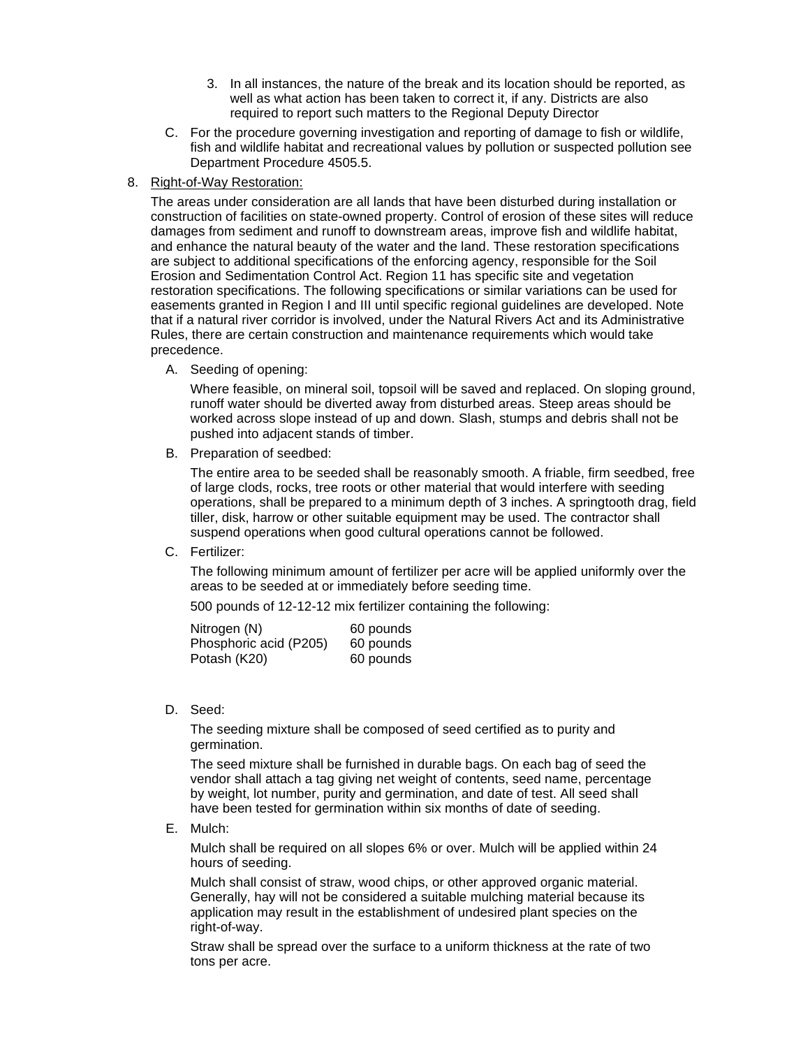3. In all instances, the nature of the break and its location should be reported, as well as what action has been taken to correct it, if any. Districts are also required to report such matters to the Regional Deputy Director

C. For the procedure governing investigation and reporting of damage to fish or wildlife, fish and wildlife habitat and recreational values by pollution or suspected pollution see Department Procedure 4505.5.

8. Right-of-Way Restoration:

The areas under consideration are all lands that have been disturbed during installation or construction of facilities on state-owned property. Control of erosion of these sites will reduce damages from sediment and runoff to downstream areas, improve fish and wildlife habitat, and enhance the natural beauty of the water and the land. These restoration specifications are subject to additional specifications of the enforcing agency, responsible for the Soil Erosion and Sedimentation Control Act. Region 11 has specific site and vegetation restoration specifications. The following specifications or similar variations can be used for easements granted in Region I and III until specific regional guidelines are developed. Note that if a natural river corridor is involved, under the Natural Rivers Act and its Administrative Rules, there are certain construction and maintenance requirements which would take precedence.

A. Seeding of opening:

Where feasible, on mineral soil, topsoil will be saved and replaced. On sloping ground, runoff water should be diverted away from disturbed areas. Steep areas should be worked across slope instead of up and down. Slash, stumps and debris shall not be pushed into adjacent stands of timber.

B. Preparation of seedbed:

The entire area to be seeded shall be reasonably smooth. A friable, firm seedbed, free of large clods, rocks, tree roots or other material that would interfere with seeding operations, shall be prepared to a minimum depth of 3 inches. A springtooth drag, field tiller, disk, harrow or other suitable equipment may be used. The contractor shall suspend operations when good cultural operations cannot be followed.

C. Fertilizer:

The following minimum amount of fertilizer per acre will be applied uniformly over the areas to be seeded at or immediately before seeding time.

500 pounds of 12-12-12 mix fertilizer containing the following:

| | |
|---|---|
| Nitrogen (N) | 60 pounds |
| Phosphoric acid (P205) | 60 pounds |
| Potash (K20) | 60 pounds |

D. Seed:

The seeding mixture shall be composed of seed certified as to purity and germination.

The seed mixture shall be furnished in durable bags. On each bag of seed the vendor shall attach a tag giving net weight of contents, seed name, percentage by weight, lot number, purity and germination, and date of test. All seed shall have been tested for germination within six months of date of seeding.

E. Mulch:

Mulch shall be required on all slopes 6% or over. Mulch will be applied within 24 hours of seeding.

Mulch shall consist of straw, wood chips, or other approved organic material. Generally, hay will not be considered a suitable mulching material because its application may result in the establishment of undesired plant species on the right-of-way.

Straw shall be spread over the surface to a uniform thickness at the rate of two tons per acre.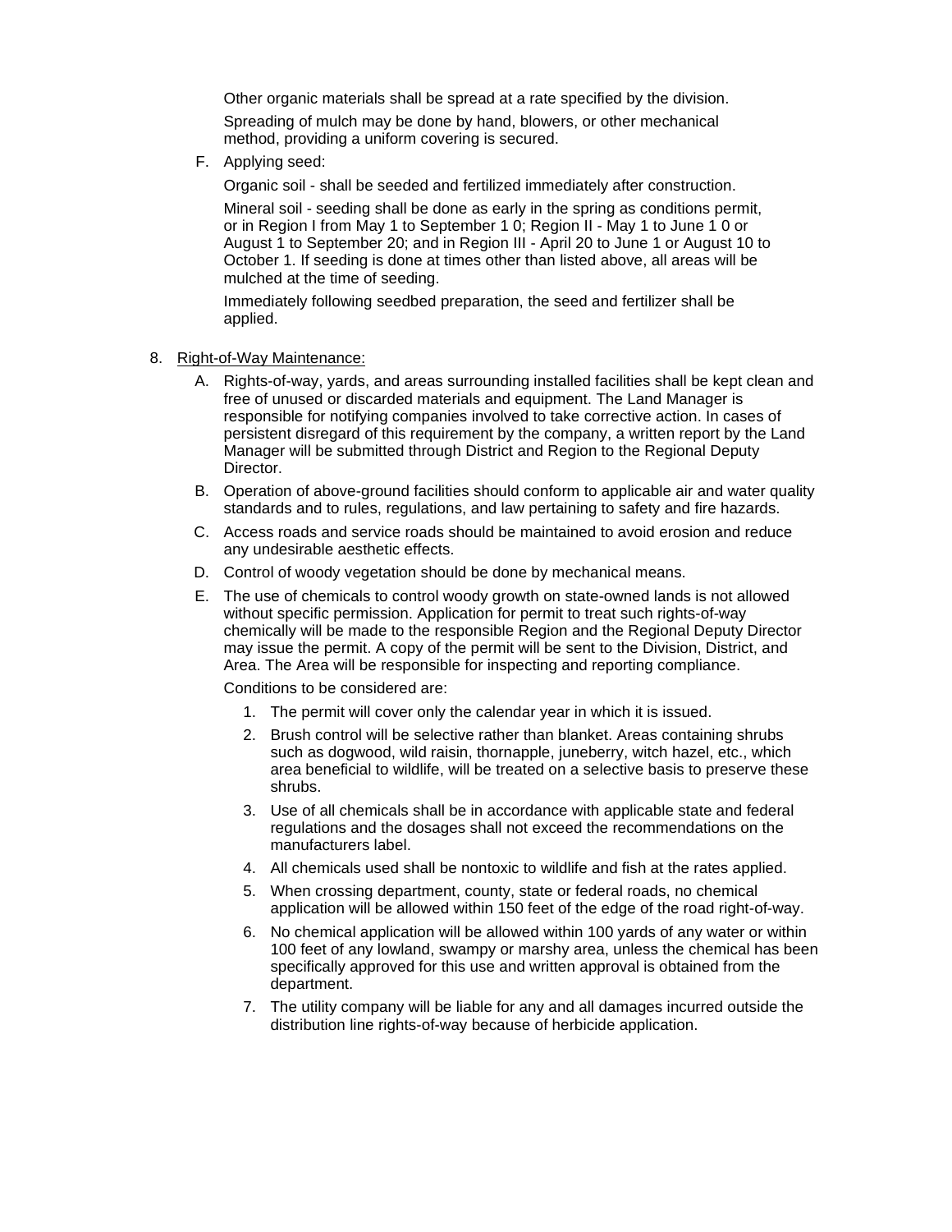Other organic materials shall be spread at a rate specified by the division.

Spreading of mulch may be done by hand, blowers, or other mechanical method, providing a uniform covering is secured.

F. Applying seed:

Organic soil - shall be seeded and fertilized immediately after construction.

Mineral soil - seeding shall be done as early in the spring as conditions permit, or in Region I from May 1 to September 1 0; Region II - May 1 to June 1 0 or August 1 to September 20; and in Region III - April 20 to June 1 or August 10 to October 1. If seeding is done at times other than listed above, all areas will be mulched at the time of seeding.

Immediately following seedbed preparation, the seed and fertilizer shall be applied.

8. Right-of-Way Maintenance:

A. Rights-of-way, yards, and areas surrounding installed facilities shall be kept clean and free of unused or discarded materials and equipment. The Land Manager is responsible for notifying companies involved to take corrective action. In cases of persistent disregard of this requirement by the company, a written report by the Land Manager will be submitted through District and Region to the Regional Deputy Director.

B. Operation of above-ground facilities should conform to applicable air and water quality standards and to rules, regulations, and law pertaining to safety and fire hazards.

C. Access roads and service roads should be maintained to avoid erosion and reduce any undesirable aesthetic effects.

D. Control of woody vegetation should be done by mechanical means.

E. The use of chemicals to control woody growth on state-owned lands is not allowed without specific permission. Application for permit to treat such rights-of-way chemically will be made to the responsible Region and the Regional Deputy Director may issue the permit. A copy of the permit will be sent to the Division, District, and Area. The Area will be responsible for inspecting and reporting compliance.

Conditions to be considered are:

1. The permit will cover only the calendar year in which it is issued.
2. Brush control will be selective rather than blanket. Areas containing shrubs such as dogwood, wild raisin, thornapple, juneberry, witch hazel, etc., which area beneficial to wildlife, will be treated on a selective basis to preserve these shrubs.
3. Use of all chemicals shall be in accordance with applicable state and federal regulations and the dosages shall not exceed the recommendations on the manufacturers label.
4. All chemicals used shall be nontoxic to wildlife and fish at the rates applied.
5. When crossing department, county, state or federal roads, no chemical application will be allowed within 150 feet of the edge of the road right-of-way.
6. No chemical application will be allowed within 100 yards of any water or within 100 feet of any lowland, swampy or marshy area, unless the chemical has been specifically approved for this use and written approval is obtained from the department.
7. The utility company will be liable for any and all damages incurred outside the distribution line rights-of-way because of herbicide application.